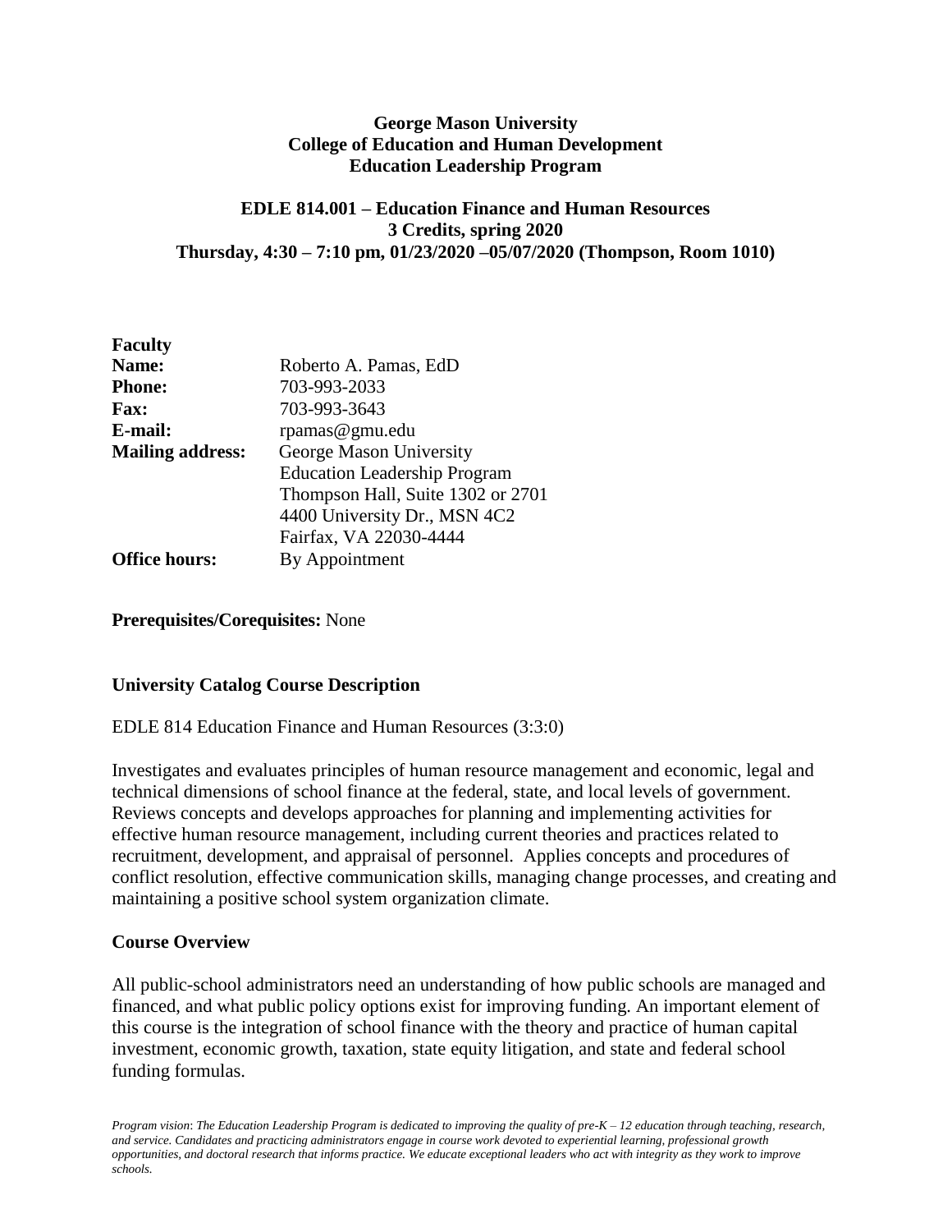**George Mason University**
**College of Education and Human Development**
**Education Leadership Program**

**EDLE 814.001 – Education Finance and Human Resources**
**3 Credits, spring 2020**
**Thursday, 4:30 – 7:10 pm, 01/23/2020 –05/07/2020 (Thompson, Room 1010)**

**Faculty**

| | |
|---|---|
| **Name:** | Roberto A. Pamas, EdD |
| **Phone:** | 703-993-2033 |
| **Fax:** | 703-993-3643 |
| **E-mail:** | rpamas@gmu.edu |
| **Mailing address:** | George Mason University<br>Education Leadership Program<br>Thompson Hall, Suite 1302 or 2701<br>4400 University Dr., MSN 4C2<br>Fairfax, VA 22030-4444 |
| **Office hours:** | By Appointment |

**Prerequisites/Corequisites:** None

## University Catalog Course Description

EDLE 814 Education Finance and Human Resources (3:3:0)

Investigates and evaluates principles of human resource management and economic, legal and technical dimensions of school finance at the federal, state, and local levels of government. Reviews concepts and develops approaches for planning and implementing activities for effective human resource management, including current theories and practices related to recruitment, development, and appraisal of personnel. Applies concepts and procedures of conflict resolution, effective communication skills, managing change processes, and creating and maintaining a positive school system organization climate.

## Course Overview

All public-school administrators need an understanding of how public schools are managed and financed, and what public policy options exist for improving funding. An important element of this course is the integration of school finance with the theory and practice of human capital investment, economic growth, taxation, state equity litigation, and state and federal school funding formulas.

*Program vision: The Education Leadership Program is dedicated to improving the quality of pre-K – 12 education through teaching, research, and service. Candidates and practicing administrators engage in course work devoted to experiential learning, professional growth opportunities, and doctoral research that informs practice. We educate exceptional leaders who act with integrity as they work to improve schools.*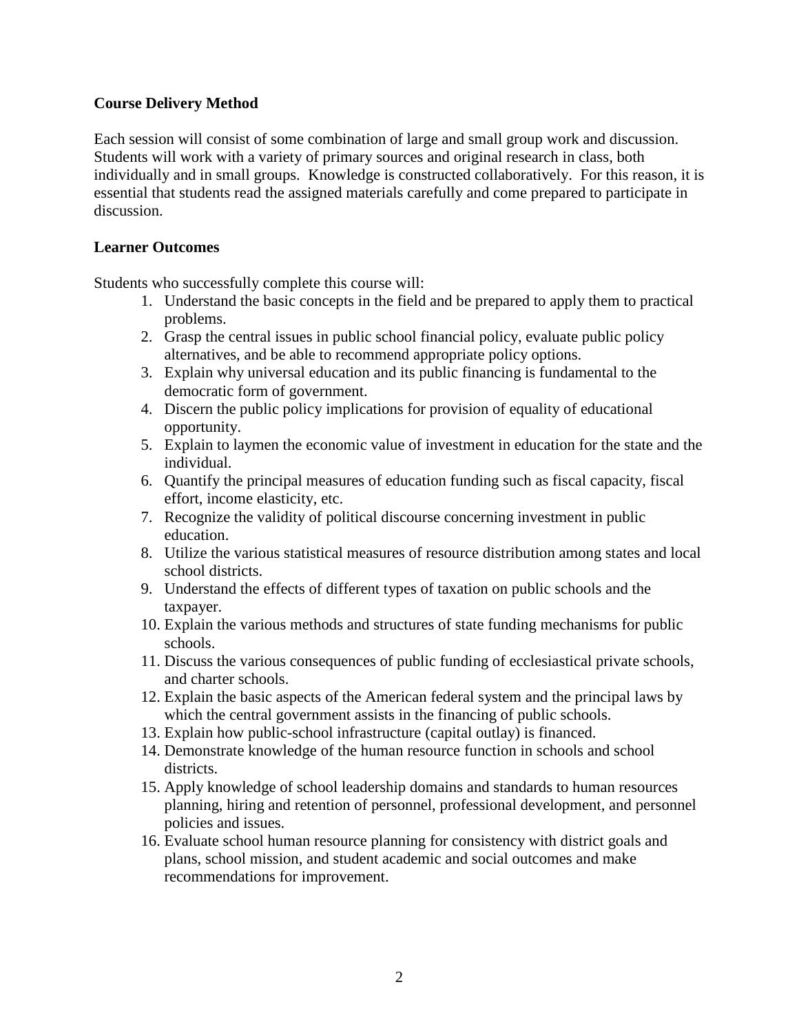**Course Delivery Method**

Each session will consist of some combination of large and small group work and discussion. Students will work with a variety of primary sources and original research in class, both individually and in small groups. Knowledge is constructed collaboratively. For this reason, it is essential that students read the assigned materials carefully and come prepared to participate in discussion.

**Learner Outcomes**

Students who successfully complete this course will:

1. Understand the basic concepts in the field and be prepared to apply them to practical problems.
2. Grasp the central issues in public school financial policy, evaluate public policy alternatives, and be able to recommend appropriate policy options.
3. Explain why universal education and its public financing is fundamental to the democratic form of government.
4. Discern the public policy implications for provision of equality of educational opportunity.
5. Explain to laymen the economic value of investment in education for the state and the individual.
6. Quantify the principal measures of education funding such as fiscal capacity, fiscal effort, income elasticity, etc.
7. Recognize the validity of political discourse concerning investment in public education.
8. Utilize the various statistical measures of resource distribution among states and local school districts.
9. Understand the effects of different types of taxation on public schools and the taxpayer.
10. Explain the various methods and structures of state funding mechanisms for public schools.
11. Discuss the various consequences of public funding of ecclesiastical private schools, and charter schools.
12. Explain the basic aspects of the American federal system and the principal laws by which the central government assists in the financing of public schools.
13. Explain how public-school infrastructure (capital outlay) is financed.
14. Demonstrate knowledge of the human resource function in schools and school districts.
15. Apply knowledge of school leadership domains and standards to human resources planning, hiring and retention of personnel, professional development, and personnel policies and issues.
16. Evaluate school human resource planning for consistency with district goals and plans, school mission, and student academic and social outcomes and make recommendations for improvement.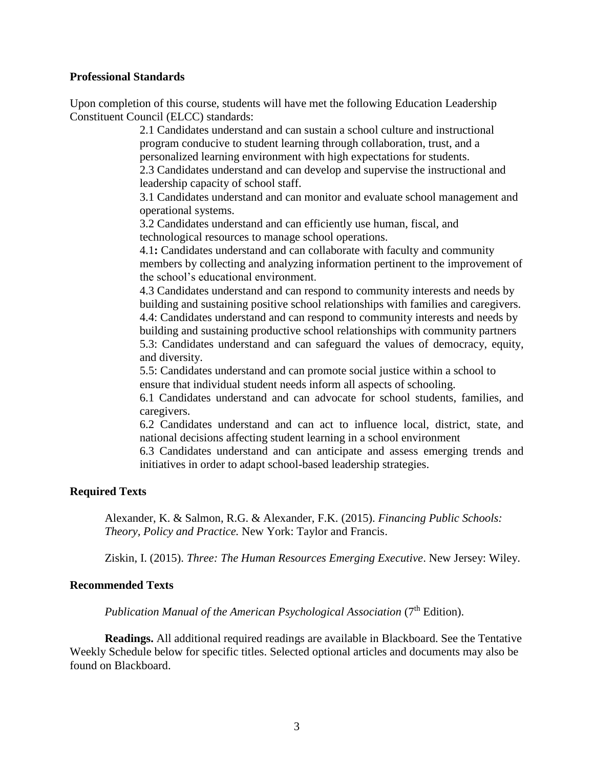**Professional Standards**

Upon completion of this course, students will have met the following Education Leadership Constituent Council (ELCC) standards:

> 2.1 Candidates understand and can sustain a school culture and instructional program conducive to student learning through collaboration, trust, and a personalized learning environment with high expectations for students.
>
> 2.3 Candidates understand and can develop and supervise the instructional and leadership capacity of school staff.
>
> 3.1 Candidates understand and can monitor and evaluate school management and operational systems.
>
> 3.2 Candidates understand and can efficiently use human, fiscal, and technological resources to manage school operations.
>
> 4.1**:** Candidates understand and can collaborate with faculty and community members by collecting and analyzing information pertinent to the improvement of the school's educational environment.
>
> 4.3 Candidates understand and can respond to community interests and needs by building and sustaining positive school relationships with families and caregivers.
>
> 4.4: Candidates understand and can respond to community interests and needs by building and sustaining productive school relationships with community partners
>
> 5.3: Candidates understand and can safeguard the values of democracy, equity, and diversity.
>
> 5.5: Candidates understand and can promote social justice within a school to ensure that individual student needs inform all aspects of schooling.
>
> 6.1 Candidates understand and can advocate for school students, families, and caregivers.
>
> 6.2 Candidates understand and can act to influence local, district, state, and national decisions affecting student learning in a school environment
>
> 6.3 Candidates understand and can anticipate and assess emerging trends and initiatives in order to adapt school-based leadership strategies.

**Required Texts**

Alexander, K. & Salmon, R.G. & Alexander, F.K. (2015). *Financing Public Schools: Theory, Policy and Practice.* New York: Taylor and Francis.

Ziskin, I. (2015). *Three: The Human Resources Emerging Executive*. New Jersey: Wiley.

**Recommended Texts**

*Publication Manual of the American Psychological Association* (7th Edition).

**Readings.** All additional required readings are available in Blackboard. See the Tentative Weekly Schedule below for specific titles. Selected optional articles and documents may also be found on Blackboard.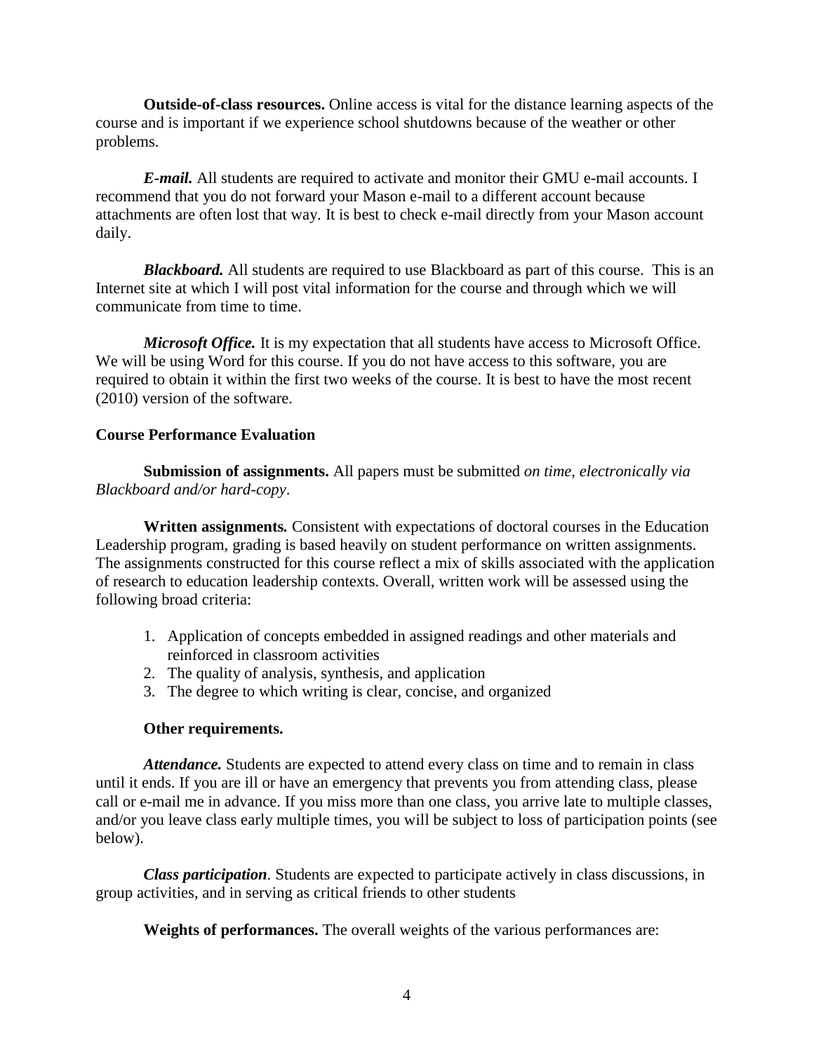**Outside-of-class resources.** Online access is vital for the distance learning aspects of the course and is important if we experience school shutdowns because of the weather or other problems.

***E-mail.*** All students are required to activate and monitor their GMU e-mail accounts. I recommend that you do not forward your Mason e-mail to a different account because attachments are often lost that way. It is best to check e-mail directly from your Mason account daily.

***Blackboard.*** All students are required to use Blackboard as part of this course. This is an Internet site at which I will post vital information for the course and through which we will communicate from time to time.

***Microsoft Office.*** It is my expectation that all students have access to Microsoft Office. We will be using Word for this course. If you do not have access to this software, you are required to obtain it within the first two weeks of the course. It is best to have the most recent (2010) version of the software.

**Course Performance Evaluation**

**Submission of assignments.** All papers must be submitted *on time, electronically via Blackboard and/or hard-copy*.

**Written assignments.** Consistent with expectations of doctoral courses in the Education Leadership program, grading is based heavily on student performance on written assignments. The assignments constructed for this course reflect a mix of skills associated with the application of research to education leadership contexts. Overall, written work will be assessed using the following broad criteria:

1. Application of concepts embedded in assigned readings and other materials and reinforced in classroom activities
2. The quality of analysis, synthesis, and application
3. The degree to which writing is clear, concise, and organized

**Other requirements.**

***Attendance.*** Students are expected to attend every class on time and to remain in class until it ends. If you are ill or have an emergency that prevents you from attending class, please call or e-mail me in advance. If you miss more than one class, you arrive late to multiple classes, and/or you leave class early multiple times, you will be subject to loss of participation points (see below).

***Class participation*.** Students are expected to participate actively in class discussions, in group activities, and in serving as critical friends to other students

**Weights of performances.** The overall weights of the various performances are: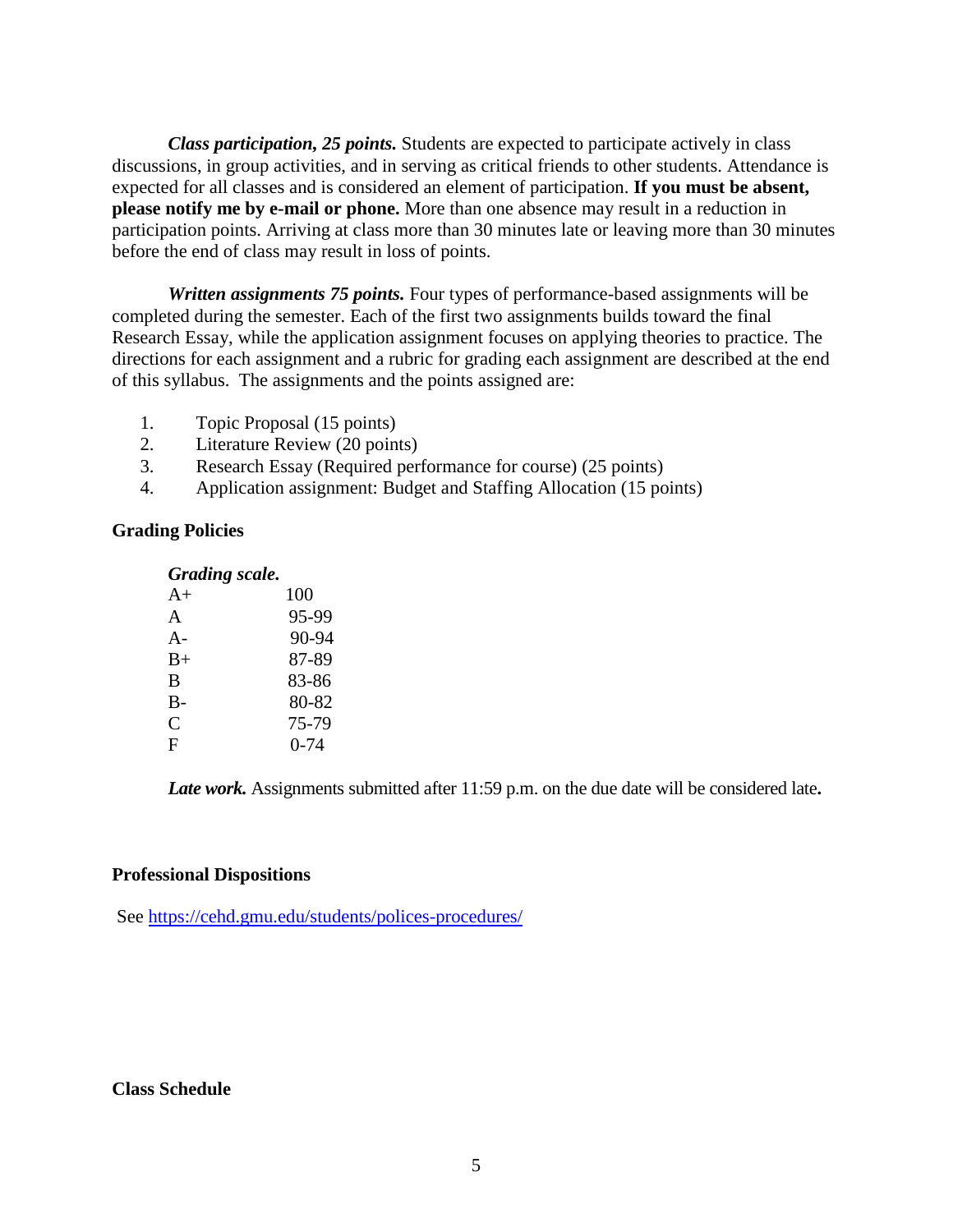***Class participation, 25 points.*** Students are expected to participate actively in class discussions, in group activities, and in serving as critical friends to other students. Attendance is expected for all classes and is considered an element of participation. **If you must be absent, please notify me by e-mail or phone.** More than one absence may result in a reduction in participation points. Arriving at class more than 30 minutes late or leaving more than 30 minutes before the end of class may result in loss of points.

***Written assignments 75 points.*** Four types of performance-based assignments will be completed during the semester. Each of the first two assignments builds toward the final Research Essay, while the application assignment focuses on applying theories to practice. The directions for each assignment and a rubric for grading each assignment are described at the end of this syllabus. The assignments and the points assigned are:

1. Topic Proposal (15 points)
2. Literature Review (20 points)
3. Research Essay (Required performance for course) (25 points)
4. Application assignment: Budget and Staffing Allocation (15 points)

**Grading Policies**

***Grading scale.***

| | |
|---|---|
| A+ | 100 |
| A | 95-99 |
| A- | 90-94 |
| B+ | 87-89 |
| B | 83-86 |
| B- | 80-82 |
| C | 75-79 |
| F | 0-74 |

***Late work.*** Assignments submitted after 11:59 p.m. on the due date will be considered late**.**

**Professional Dispositions**

See https://cehd.gmu.edu/students/polices-procedures/

**Class Schedule**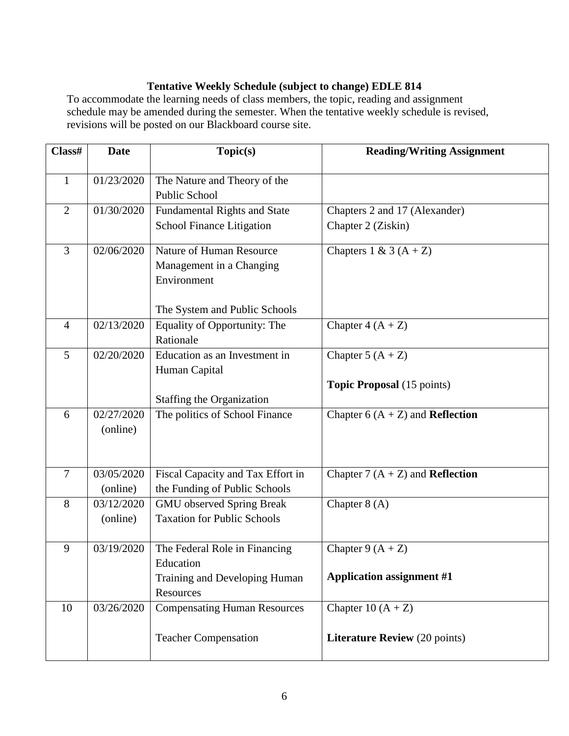**Tentative Weekly Schedule (subject to change) EDLE 814**

To accommodate the learning needs of class members, the topic, reading and assignment schedule may be amended during the semester. When the tentative weekly schedule is revised, revisions will be posted on our Blackboard course site.

| Class# | Date | Topic(s) | Reading/Writing Assignment |
|---|---|---|---|
| 1 | 01/23/2020 | The Nature and Theory of the Public School | |
| 2 | 01/30/2020 | Fundamental Rights and State School Finance Litigation | Chapters 2 and 17 (Alexander)<br>Chapter 2 (Ziskin) |
| 3 | 02/06/2020 | Nature of Human Resource Management in a Changing Environment<br><br>The System and Public Schools | Chapters 1 & 3 (A + Z) |
| 4 | 02/13/2020 | Equality of Opportunity: The Rationale | Chapter 4 (A + Z) |
| 5 | 02/20/2020 | Education as an Investment in Human Capital<br><br>Staffing the Organization | Chapter 5 (A + Z)<br><br>**Topic Proposal** (15 points) |
| 6 | 02/27/2020 (online) | The politics of School Finance | Chapter 6 (A + Z) and **Reflection** |
| 7 | 03/05/2020 (online) | Fiscal Capacity and Tax Effort in the Funding of Public Schools | Chapter 7 (A + Z) and **Reflection** |
| 8 | 03/12/2020 (online) | GMU observed Spring Break<br>Taxation for Public Schools | Chapter 8 (A) |
| 9 | 03/19/2020 | The Federal Role in Financing Education<br>Training and Developing Human Resources | Chapter 9 (A + Z)<br><br>**Application assignment #1** |
| 10 | 03/26/2020 | Compensating Human Resources<br><br>Teacher Compensation | Chapter 10 (A + Z)<br><br>**Literature Review** (20 points) |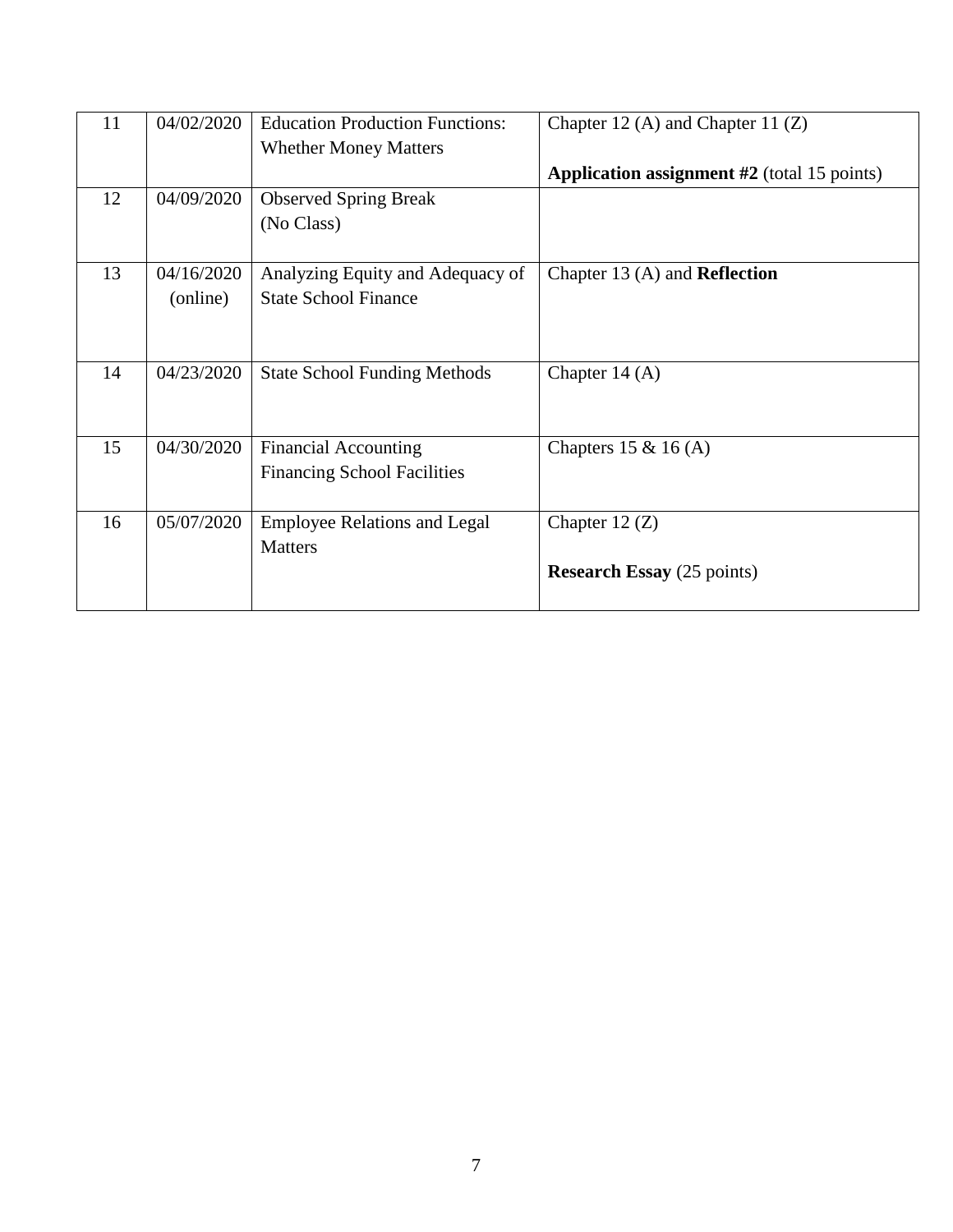| 11 | 04/02/2020 | Education Production Functions: Whether Money Matters | Chapter 12 (A) and Chapter 11 (Z)<br><br>**Application assignment #2** (total 15 points) |
|---|---|---|---|
| 12 | 04/09/2020 | Observed Spring Break<br>(No Class) | |
| 13 | 04/16/2020 (online) | Analyzing Equity and Adequacy of State School Finance | Chapter 13 (A) and **Reflection** |
| 14 | 04/23/2020 | State School Funding Methods | Chapter 14 (A) |
| 15 | 04/30/2020 | Financial Accounting<br>Financing School Facilities | Chapters 15 & 16 (A) |
| 16 | 05/07/2020 | Employee Relations and Legal Matters | Chapter 12 (Z)<br><br>**Research Essay** (25 points) |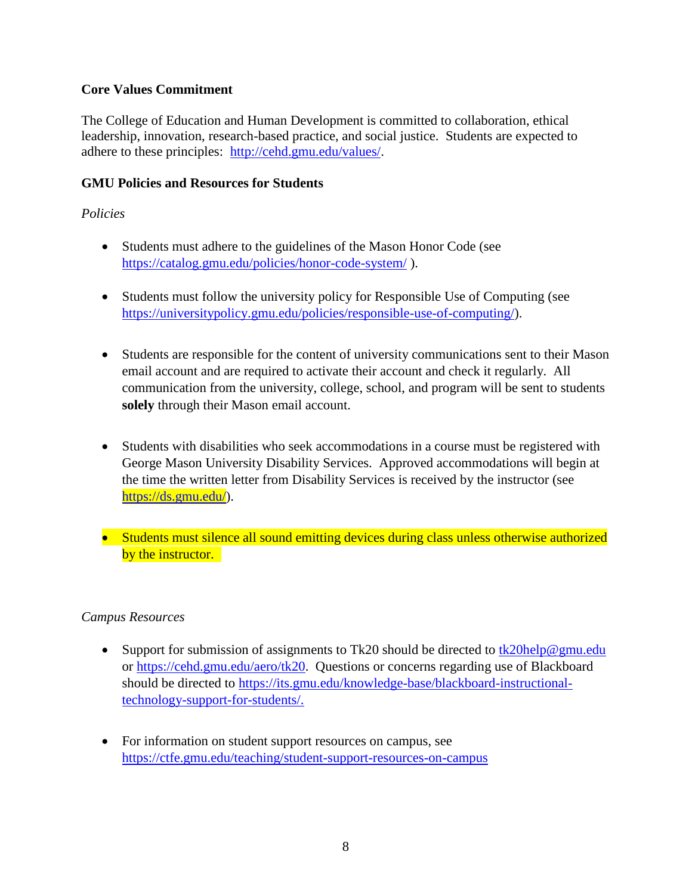**Core Values Commitment**

The College of Education and Human Development is committed to collaboration, ethical leadership, innovation, research-based practice, and social justice. Students are expected to adhere to these principles: http://cehd.gmu.edu/values/.

**GMU Policies and Resources for Students**

*Policies*

- Students must adhere to the guidelines of the Mason Honor Code (see https://catalog.gmu.edu/policies/honor-code-system/ ).

- Students must follow the university policy for Responsible Use of Computing (see https://universitypolicy.gmu.edu/policies/responsible-use-of-computing/).

- Students are responsible for the content of university communications sent to their Mason email account and are required to activate their account and check it regularly. All communication from the university, college, school, and program will be sent to students **solely** through their Mason email account.

- Students with disabilities who seek accommodations in a course must be registered with George Mason University Disability Services. Approved accommodations will begin at the time the written letter from Disability Services is received by the instructor (see https://ds.gmu.edu/).

- Students must silence all sound emitting devices during class unless otherwise authorized by the instructor.

*Campus Resources*

- Support for submission of assignments to Tk20 should be directed to tk20help@gmu.edu or https://cehd.gmu.edu/aero/tk20. Questions or concerns regarding use of Blackboard should be directed to https://its.gmu.edu/knowledge-base/blackboard-instructional-technology-support-for-students/.

- For information on student support resources on campus, see https://ctfe.gmu.edu/teaching/student-support-resources-on-campus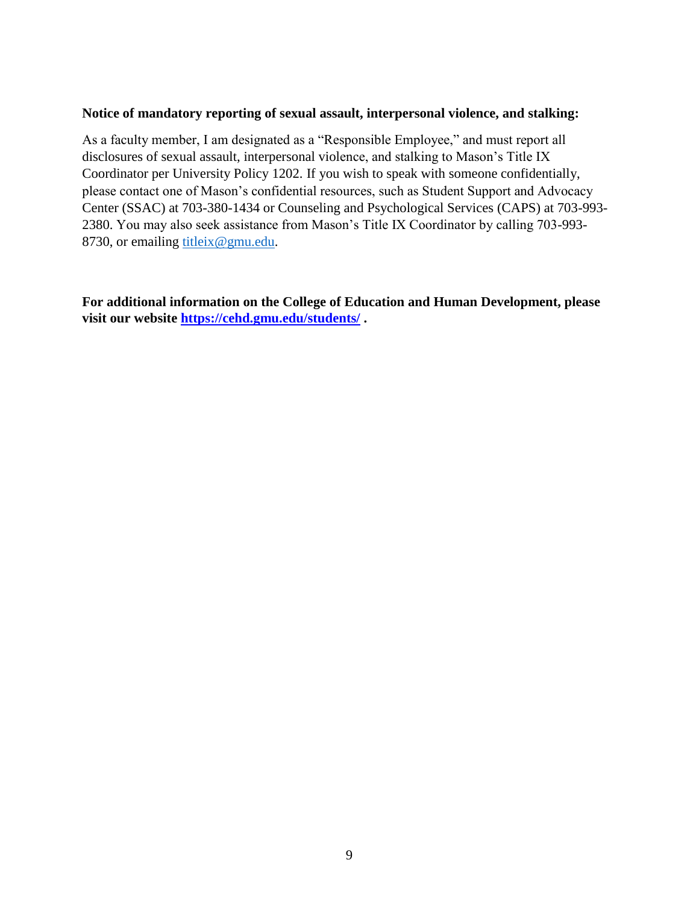**Notice of mandatory reporting of sexual assault, interpersonal violence, and stalking:**

As a faculty member, I am designated as a "Responsible Employee," and must report all disclosures of sexual assault, interpersonal violence, and stalking to Mason's Title IX Coordinator per University Policy 1202. If you wish to speak with someone confidentially, please contact one of Mason's confidential resources, such as Student Support and Advocacy Center (SSAC) at 703-380-1434 or Counseling and Psychological Services (CAPS) at 703-993-2380. You may also seek assistance from Mason's Title IX Coordinator by calling 703-993-8730, or emailing titleix@gmu.edu.

**For additional information on the College of Education and Human Development, please visit our website https://cehd.gmu.edu/students/ .**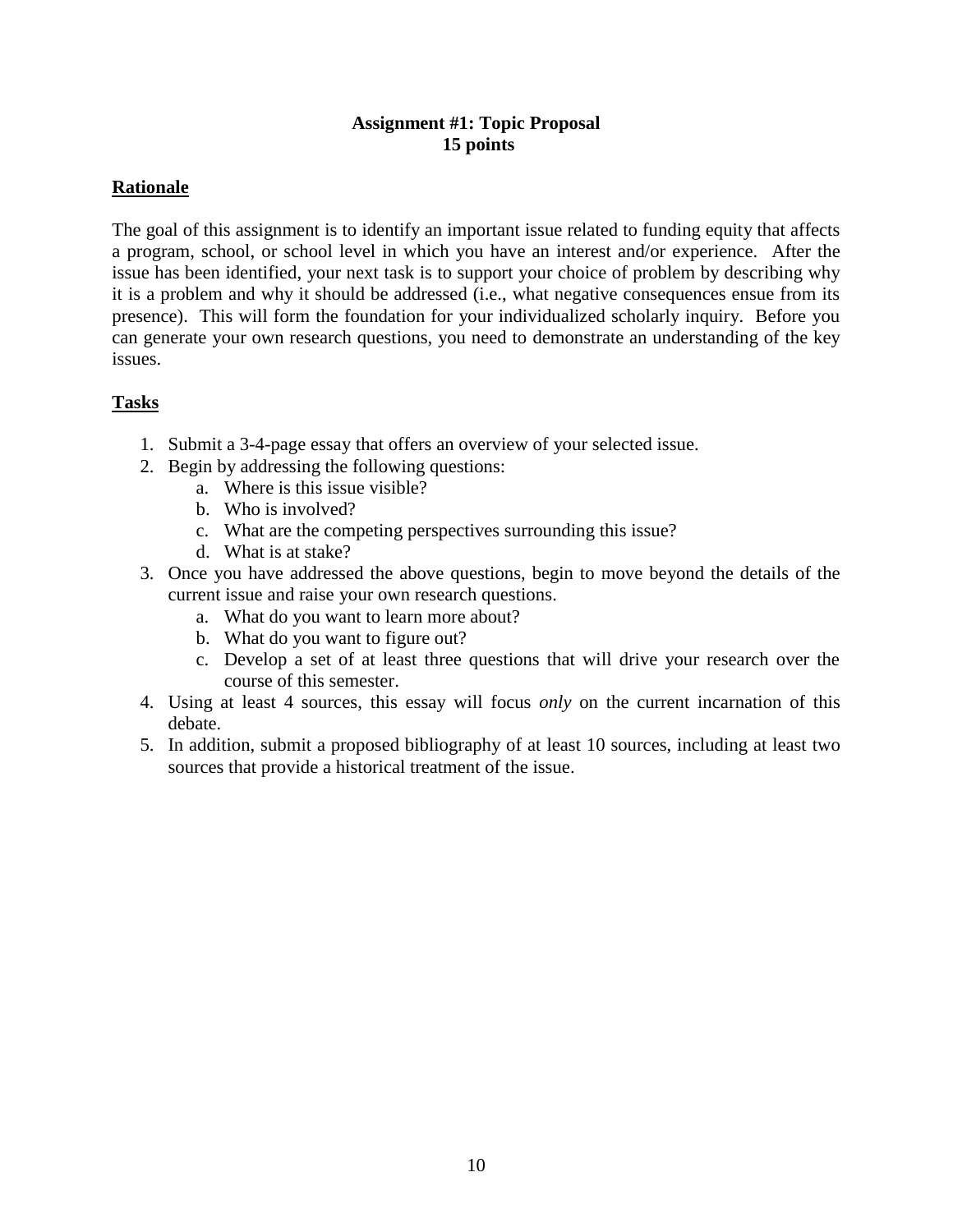# Assignment #1: Topic Proposal
**15 points**

## Rationale

The goal of this assignment is to identify an important issue related to funding equity that affects a program, school, or school level in which you have an interest and/or experience. After the issue has been identified, your next task is to support your choice of problem by describing why it is a problem and why it should be addressed (i.e., what negative consequences ensue from its presence). This will form the foundation for your individualized scholarly inquiry. Before you can generate your own research questions, you need to demonstrate an understanding of the key issues.

## Tasks

1. Submit a 3-4-page essay that offers an overview of your selected issue.
2. Begin by addressing the following questions:
   a. Where is this issue visible?
   b. Who is involved?
   c. What are the competing perspectives surrounding this issue?
   d. What is at stake?
3. Once you have addressed the above questions, begin to move beyond the details of the current issue and raise your own research questions.
   a. What do you want to learn more about?
   b. What do you want to figure out?
   c. Develop a set of at least three questions that will drive your research over the course of this semester.
4. Using at least 4 sources, this essay will focus *only* on the current incarnation of this debate.
5. In addition, submit a proposed bibliography of at least 10 sources, including at least two sources that provide a historical treatment of the issue.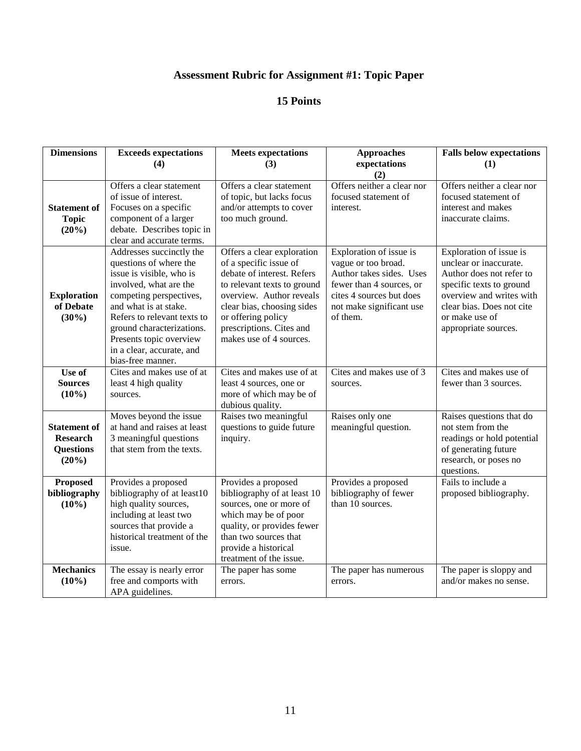# Assessment Rubric for Assignment #1: Topic Paper

## 15 Points

| Dimensions | Exceeds expectations (4) | Meets expectations (3) | Approaches expectations (2) | Falls below expectations (1) |
|---|---|---|---|---|
| **Statement of Topic (20%)** | Offers a clear statement of issue of interest. Focuses on a specific component of a larger debate. Describes topic in clear and accurate terms. | Offers a clear statement of topic, but lacks focus and/or attempts to cover too much ground. | Offers neither a clear nor focused statement of interest. | Offers neither a clear nor focused statement of interest and makes inaccurate claims. |
| **Exploration of Debate (30%)** | Addresses succinctly the questions of where the issue is visible, who is involved, what are the competing perspectives, and what is at stake. Refers to relevant texts to ground characterizations. Presents topic overview in a clear, accurate, and bias-free manner. | Offers a clear exploration of a specific issue of debate of interest. Refers to relevant texts to ground overview. Author reveals clear bias, choosing sides or offering policy prescriptions. Cites and makes use of 4 sources. | Exploration of issue is vague or too broad. Author takes sides. Uses fewer than 4 sources, or cites 4 sources but does not make significant use of them. | Exploration of issue is unclear or inaccurate. Author does not refer to specific texts to ground overview and writes with clear bias. Does not cite or make use of appropriate sources. |
| **Use of Sources (10%)** | Cites and makes use of at least 4 high quality sources. | Cites and makes use of at least 4 sources, one or more of which may be of dubious quality. | Cites and makes use of 3 sources. | Cites and makes use of fewer than 3 sources. |
| **Statement of Research Questions (20%)** | Moves beyond the issue at hand and raises at least 3 meaningful questions that stem from the texts. | Raises two meaningful questions to guide future inquiry. | Raises only one meaningful question. | Raises questions that do not stem from the readings or hold potential of generating future research, or poses no questions. |
| **Proposed bibliography (10%)** | Provides a proposed bibliography of at least10 high quality sources, including at least two sources that provide a historical treatment of the issue. | Provides a proposed bibliography of at least 10 sources, one or more of which may be of poor quality, or provides fewer than two sources that provide a historical treatment of the issue. | Provides a proposed bibliography of fewer than 10 sources. | Fails to include a proposed bibliography. |
| **Mechanics (10%)** | The essay is nearly error free and comports with APA guidelines. | The paper has some errors. | The paper has numerous errors. | The paper is sloppy and and/or makes no sense. |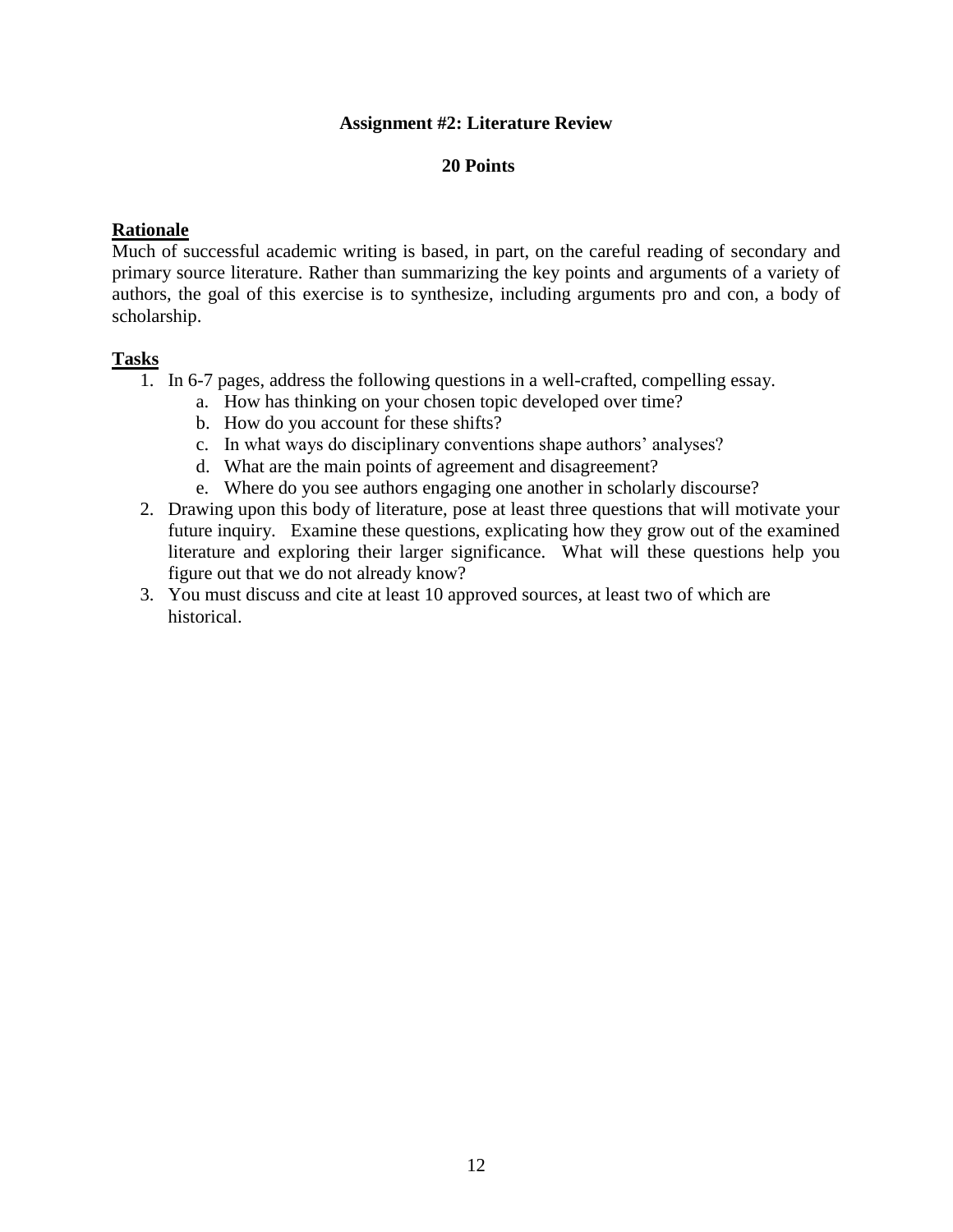## Assignment #2: Literature Review

**20 Points**

**Rationale**

Much of successful academic writing is based, in part, on the careful reading of secondary and primary source literature. Rather than summarizing the key points and arguments of a variety of authors, the goal of this exercise is to synthesize, including arguments pro and con, a body of scholarship.

**Tasks**

1. In 6-7 pages, address the following questions in a well-crafted, compelling essay.
   a. How has thinking on your chosen topic developed over time?
   b. How do you account for these shifts?
   c. In what ways do disciplinary conventions shape authors' analyses?
   d. What are the main points of agreement and disagreement?
   e. Where do you see authors engaging one another in scholarly discourse?
2. Drawing upon this body of literature, pose at least three questions that will motivate your future inquiry. Examine these questions, explicating how they grow out of the examined literature and exploring their larger significance. What will these questions help you figure out that we do not already know?
3. You must discuss and cite at least 10 approved sources, at least two of which are historical.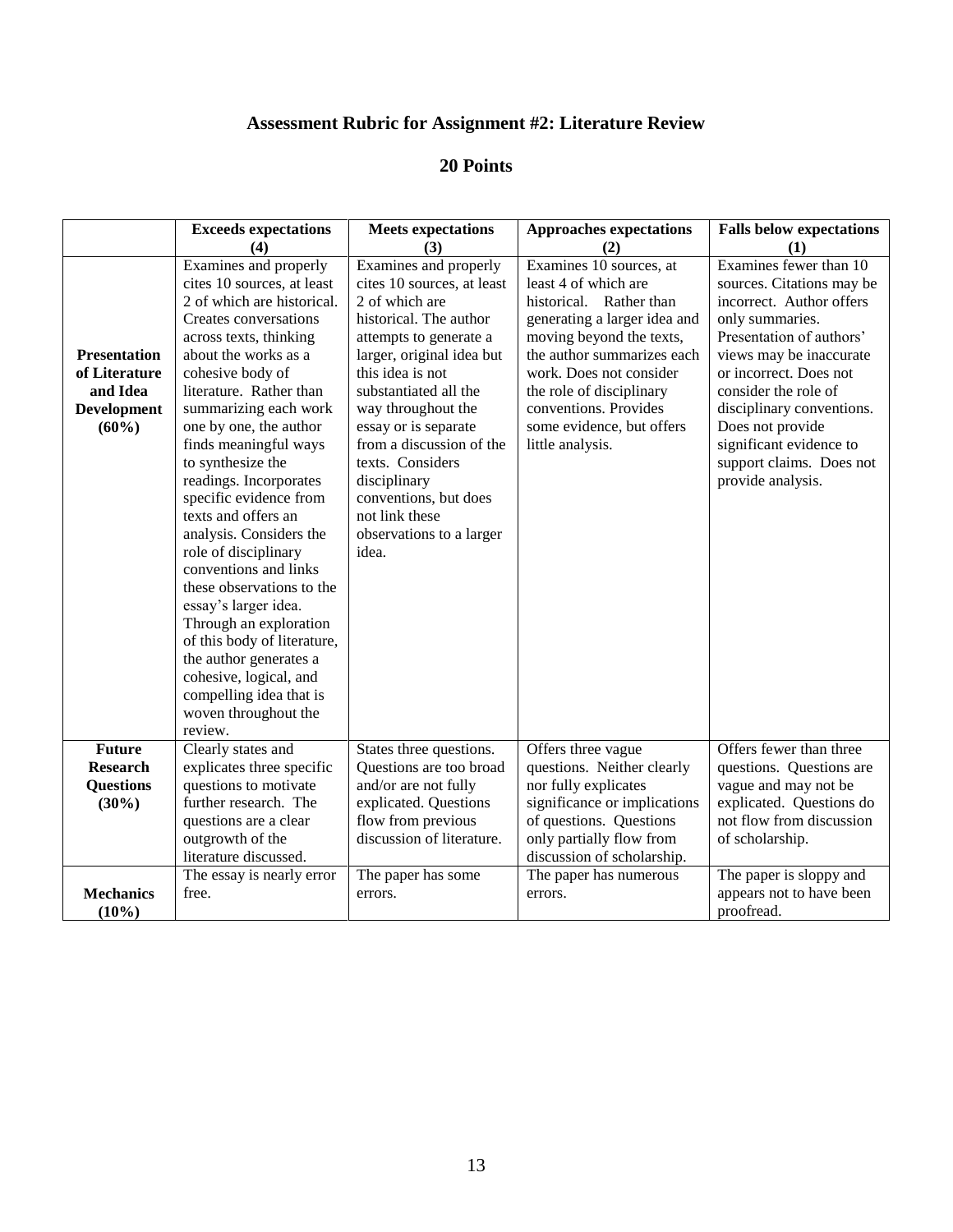# Assessment Rubric for Assignment #2: Literature Review

## 20 Points

| | Exceeds expectations (4) | Meets expectations (3) | Approaches expectations (2) | Falls below expectations (1) |
|---|---|---|---|---|
| **Presentation of Literature and Idea Development (60%)** | Examines and properly cites 10 sources, at least 2 of which are historical. Creates conversations across texts, thinking about the works as a cohesive body of literature. Rather than summarizing each work one by one, the author finds meaningful ways to synthesize the readings. Incorporates specific evidence from texts and offers an analysis. Considers the role of disciplinary conventions and links these observations to the essay's larger idea. Through an exploration of this body of literature, the author generates a cohesive, logical, and compelling idea that is woven throughout the review. | Examines and properly cites 10 sources, at least 2 of which are historical. The author attempts to generate a larger, original idea but this idea is not substantiated all the way throughout the essay or is separate from a discussion of the texts. Considers disciplinary conventions, but does not link these observations to a larger idea. | Examines 10 sources, at least 4 of which are historical. Rather than generating a larger idea and moving beyond the texts, the author summarizes each work. Does not consider the role of disciplinary conventions. Provides some evidence, but offers little analysis. | Examines fewer than 10 sources. Citations may be incorrect. Author offers only summaries. Presentation of authors' views may be inaccurate or incorrect. Does not consider the role of disciplinary conventions. Does not provide significant evidence to support claims. Does not provide analysis. |
| **Future Research Questions (30%)** | Clearly states and explicates three specific questions to motivate further research. The questions are a clear outgrowth of the literature discussed. | States three questions. Questions are too broad and/or are not fully explicated. Questions flow from previous discussion of literature. | Offers three vague questions. Neither clearly nor fully explicates significance or implications of questions. Questions only partially flow from discussion of scholarship. | Offers fewer than three questions. Questions are vague and may not be explicated. Questions do not flow from discussion of scholarship. |
| **Mechanics (10%)** | The essay is nearly error free. | The paper has some errors. | The paper has numerous errors. | The paper is sloppy and appears not to have been proofread. |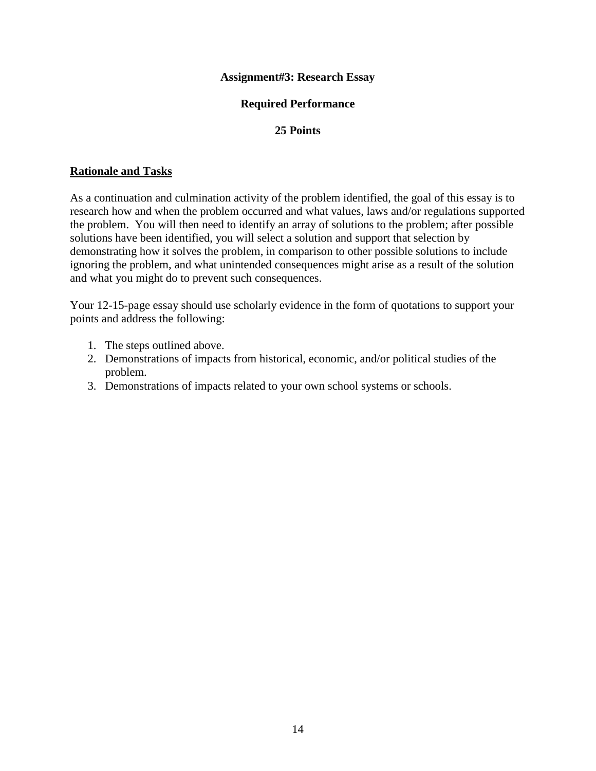**Assignment#3: Research Essay**

**Required Performance**

**25 Points**

## Rationale and Tasks

As a continuation and culmination activity of the problem identified, the goal of this essay is to research how and when the problem occurred and what values, laws and/or regulations supported the problem. You will then need to identify an array of solutions to the problem; after possible solutions have been identified, you will select a solution and support that selection by demonstrating how it solves the problem, in comparison to other possible solutions to include ignoring the problem, and what unintended consequences might arise as a result of the solution and what you might do to prevent such consequences.

Your 12-15-page essay should use scholarly evidence in the form of quotations to support your points and address the following:

1. The steps outlined above.
2. Demonstrations of impacts from historical, economic, and/or political studies of the problem.
3. Demonstrations of impacts related to your own school systems or schools.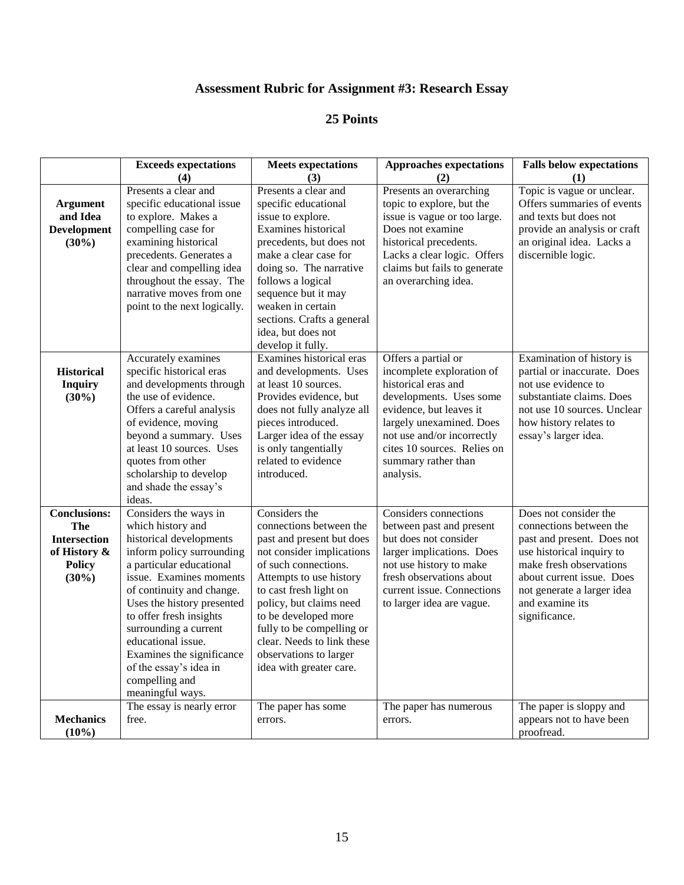# Assessment Rubric for Assignment #3: Research Essay

## 25 Points

| | Exceeds expectations (4) | Meets expectations (3) | Approaches expectations (2) | Falls below expectations (1) |
|---|---|---|---|---|
| **Argument and Idea Development (30%)** | Presents a clear and specific educational issue to explore. Makes a compelling case for examining historical precedents. Generates a clear and compelling idea throughout the essay. The narrative moves from one point to the next logically. | Presents a clear and specific educational issue to explore. Examines historical precedents, but does not make a clear case for doing so. The narrative follows a logical sequence but it may weaken in certain sections. Crafts a general idea, but does not develop it fully. | Presents an overarching topic to explore, but the issue is vague or too large. Does not examine historical precedents. Lacks a clear logic. Offers claims but fails to generate an overarching idea. | Topic is vague or unclear. Offers summaries of events and texts but does not provide an analysis or craft an original idea. Lacks a discernible logic. |
| **Historical Inquiry (30%)** | Accurately examines specific historical eras and developments through the use of evidence. Offers a careful analysis of evidence, moving beyond a summary. Uses at least 10 sources. Uses quotes from other scholarship to develop and shade the essay's ideas. | Examines historical eras and developments. Uses at least 10 sources. Provides evidence, but does not fully analyze all pieces introduced. Larger idea of the essay is only tangentially related to evidence introduced. | Offers a partial or incomplete exploration of historical eras and developments. Uses some evidence, but leaves it largely unexamined. Does not use and/or incorrectly cites 10 sources. Relies on summary rather than analysis. | Examination of history is partial or inaccurate. Does not use evidence to substantiate claims. Does not use 10 sources. Unclear how history relates to essay's larger idea. |
| **Conclusions: The Intersection of History & Policy (30%)** | Considers the ways in which history and historical developments inform policy surrounding a particular educational issue. Examines moments of continuity and change. Uses the history presented to offer fresh insights surrounding a current educational issue. Examines the significance of the essay's idea in compelling and meaningful ways. | Considers the connections between the past and present but does not consider implications of such connections. Attempts to use history to cast fresh light on policy, but claims need to be developed more fully to be compelling or clear. Needs to link these observations to larger idea with greater care. | Considers connections between past and present but does not consider larger implications. Does not use history to make fresh observations about current issue. Connections to larger idea are vague. | Does not consider the connections between the past and present. Does not use historical inquiry to make fresh observations about current issue. Does not generate a larger idea and examine its significance. |
| **Mechanics (10%)** | The essay is nearly error free. | The paper has some errors. | The paper has numerous errors. | The paper is sloppy and appears not to have been proofread. |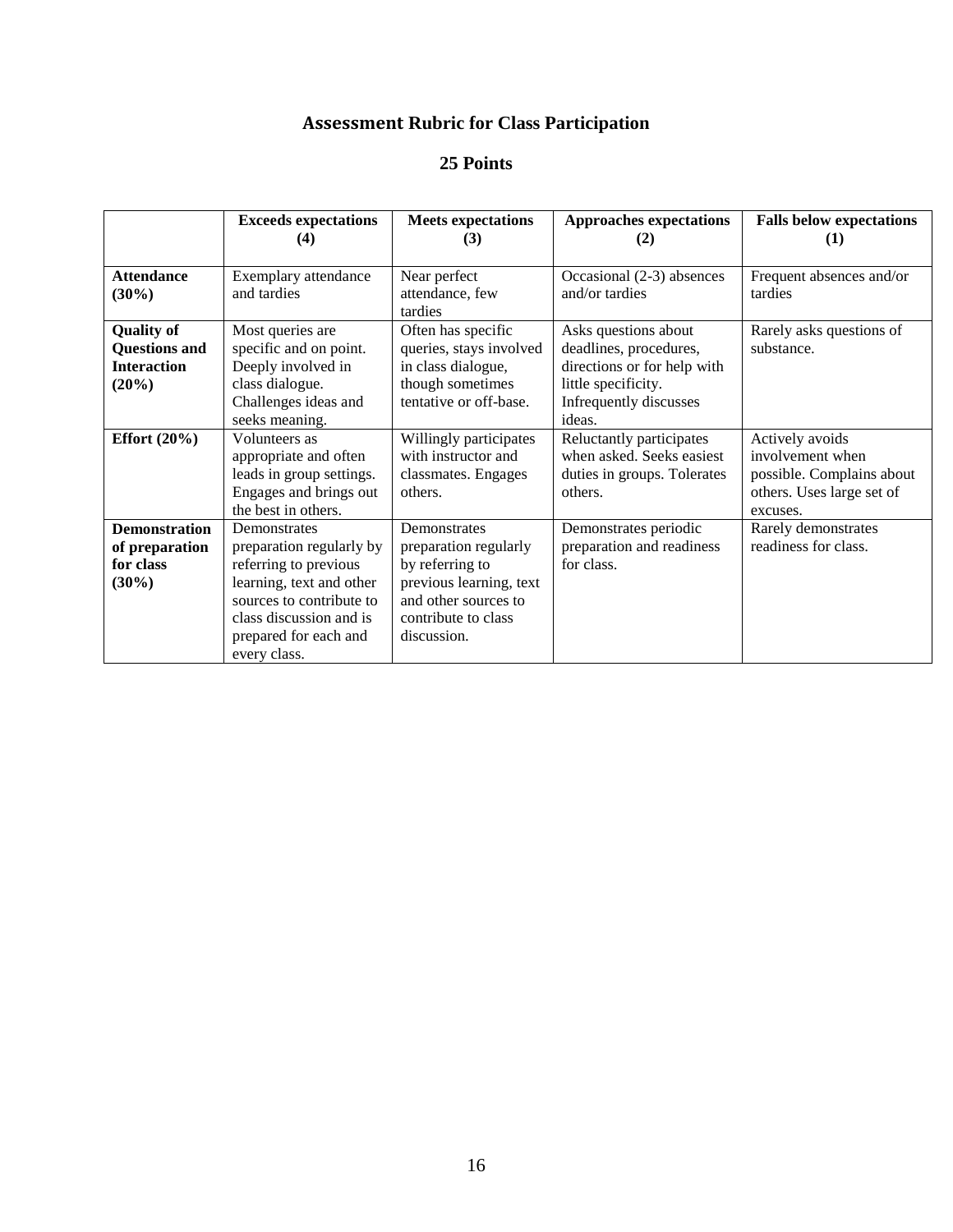# Assessment Rubric for Class Participation

## 25 Points

| | Exceeds expectations (4) | Meets expectations (3) | Approaches expectations (2) | Falls below expectations (1) |
|---|---|---|---|---|
| **Attendance (30%)** | Exemplary attendance and tardies | Near perfect attendance, few tardies | Occasional (2-3) absences and/or tardies | Frequent absences and/or tardies |
| **Quality of Questions and Interaction (20%)** | Most queries are specific and on point. Deeply involved in class dialogue. Challenges ideas and seeks meaning. | Often has specific queries, stays involved in class dialogue, though sometimes tentative or off-base. | Asks questions about deadlines, procedures, directions or for help with little specificity. Infrequently discusses ideas. | Rarely asks questions of substance. |
| **Effort (20%)** | Volunteers as appropriate and often leads in group settings. Engages and brings out the best in others. | Willingly participates with instructor and classmates. Engages others. | Reluctantly participates when asked. Seeks easiest duties in groups. Tolerates others. | Actively avoids involvement when possible. Complains about others. Uses large set of excuses. |
| **Demonstration of preparation for class (30%)** | Demonstrates preparation regularly by referring to previous learning, text and other sources to contribute to class discussion and is prepared for each and every class. | Demonstrates preparation regularly by referring to previous learning, text and other sources to contribute to class discussion. | Demonstrates periodic preparation and readiness for class. | Rarely demonstrates readiness for class. |